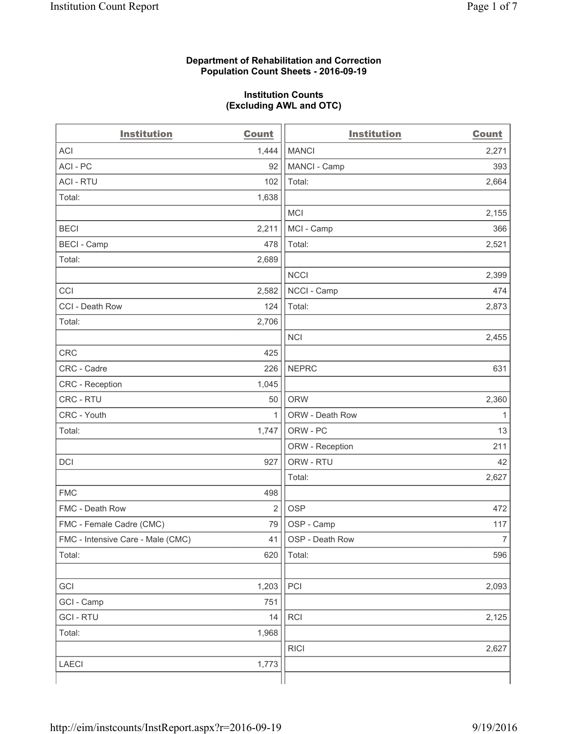**Department of Rehabilitation and Correction**
**Population Count Sheets - 2016-09-19**

**Institution Counts**
**(Excluding AWL and OTC)**

| Institution | Count | Institution | Count |
|---|---|---|---|
| ACI | 1,444 | MANCI | 2,271 |
| ACI - PC | 92 | MANCI - Camp | 393 |
| ACI - RTU | 102 | Total: | 2,664 |
| Total: | 1,638 | | |
| | | MCI | 2,155 |
| BECI | 2,211 | MCI - Camp | 366 |
| BECI - Camp | 478 | Total: | 2,521 |
| Total: | 2,689 | | |
| | | NCCI | 2,399 |
| CCI | 2,582 | NCCI - Camp | 474 |
| CCI - Death Row | 124 | Total: | 2,873 |
| Total: | 2,706 | | |
| | | NCI | 2,455 |
| CRC | 425 | | |
| CRC - Cadre | 226 | NEPRC | 631 |
| CRC - Reception | 1,045 | | |
| CRC - RTU | 50 | ORW | 2,360 |
| CRC - Youth | 1 | ORW - Death Row | 1 |
| Total: | 1,747 | ORW - PC | 13 |
| | | ORW - Reception | 211 |
| DCI | 927 | ORW - RTU | 42 |
| | | Total: | 2,627 |
| FMC | 498 | | |
| FMC - Death Row | 2 | OSP | 472 |
| FMC - Female Cadre (CMC) | 79 | OSP - Camp | 117 |
| FMC - Intensive Care - Male (CMC) | 41 | OSP - Death Row | 7 |
| Total: | 620 | Total: | 596 |
| | | | |
| GCI | 1,203 | PCI | 2,093 |
| GCI - Camp | 751 | | |
| GCI - RTU | 14 | RCI | 2,125 |
| Total: | 1,968 | | |
| | | RICI | 2,627 |
| LAECI | 1,773 | | |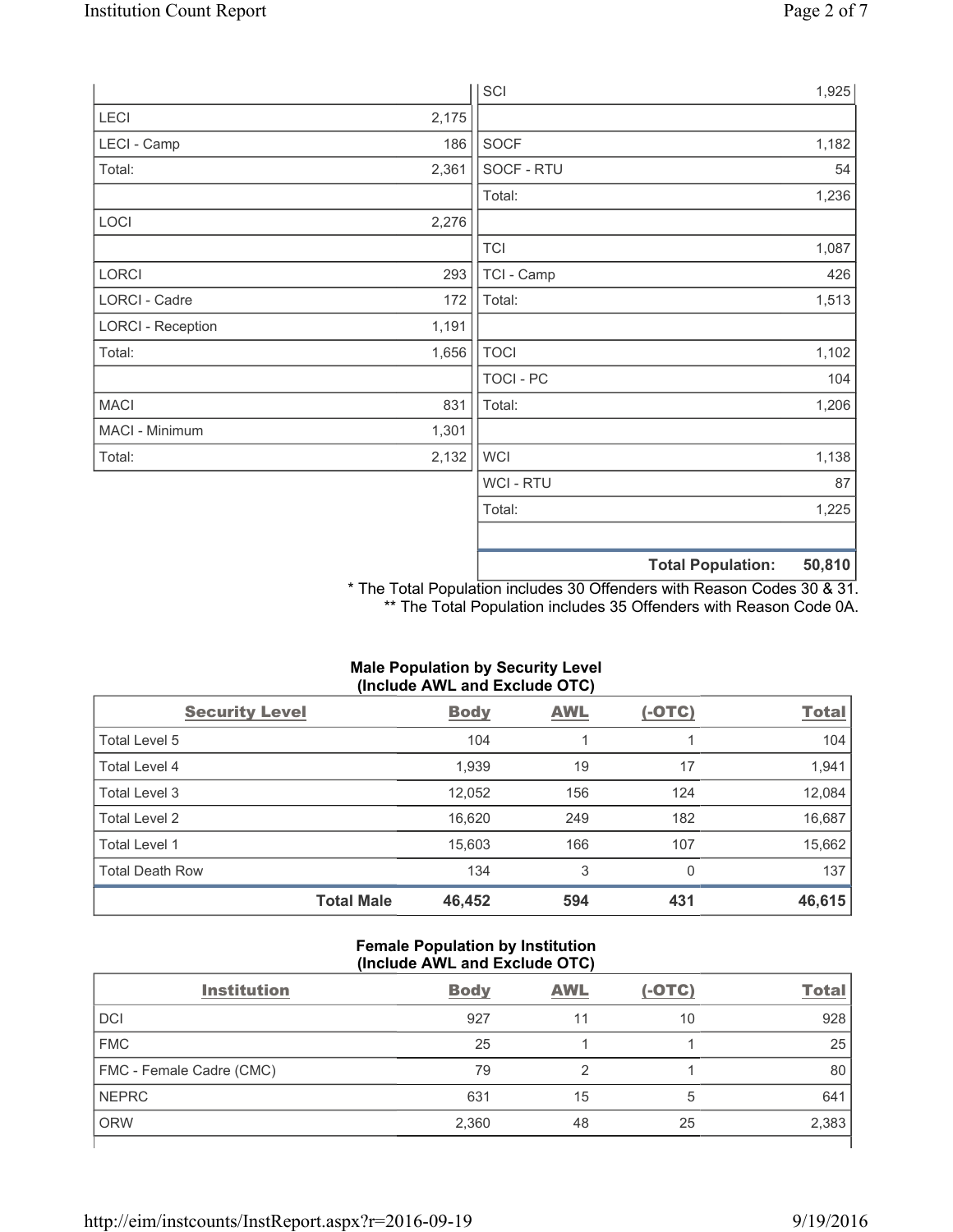| | |
|---|---|
| LECI | 2,175 |
| LECI - Camp | 186 |
| Total: | 2,361 |
| | |
| LOCI | 2,276 |
| | |
| LORCI | 293 |
| LORCI - Cadre | 172 |
| LORCI - Reception | 1,191 |
| Total: | 1,656 |
| | |
| MACI | 831 |
| MACI - Minimum | 1,301 |
| Total: | 2,132 |

| | |
|---|---|
| SCI | 1,925 |
| | |
| SOCF | 1,182 |
| SOCF - RTU | 54 |
| Total: | 1,236 |
| | |
| TCI | 1,087 |
| TCI - Camp | 426 |
| Total: | 1,513 |
| | |
| TOCI | 1,102 |
| TOCI - PC | 104 |
| Total: | 1,206 |
| | |
| WCI | 1,138 |
| WCI - RTU | 87 |
| Total: | 1,225 |
| | |
| **Total Population:** | **50,810** |

\* The Total Population includes 30 Offenders with Reason Codes 30 & 31.
\*\* The Total Population includes 35 Offenders with Reason Code 0A.

**Male Population by Security Level (Include AWL and Exclude OTC)**

| Security Level | Body | AWL | (-OTC) | Total |
|---|---|---|---|---|
| Total Level 5 | 104 | 1 | 1 | 104 |
| Total Level 4 | 1,939 | 19 | 17 | 1,941 |
| Total Level 3 | 12,052 | 156 | 124 | 12,084 |
| Total Level 2 | 16,620 | 249 | 182 | 16,687 |
| Total Level 1 | 15,603 | 166 | 107 | 15,662 |
| Total Death Row | 134 | 3 | 0 | 137 |
| **Total Male** | **46,452** | **594** | **431** | **46,615** |

**Female Population by Institution (Include AWL and Exclude OTC)**

| Institution | Body | AWL | (-OTC) | Total |
|---|---|---|---|---|
| DCI | 927 | 11 | 10 | 928 |
| FMC | 25 | 1 | 1 | 25 |
| FMC - Female Cadre (CMC) | 79 | 2 | 1 | 80 |
| NEPRC | 631 | 15 | 5 | 641 |
| ORW | 2,360 | 48 | 25 | 2,383 |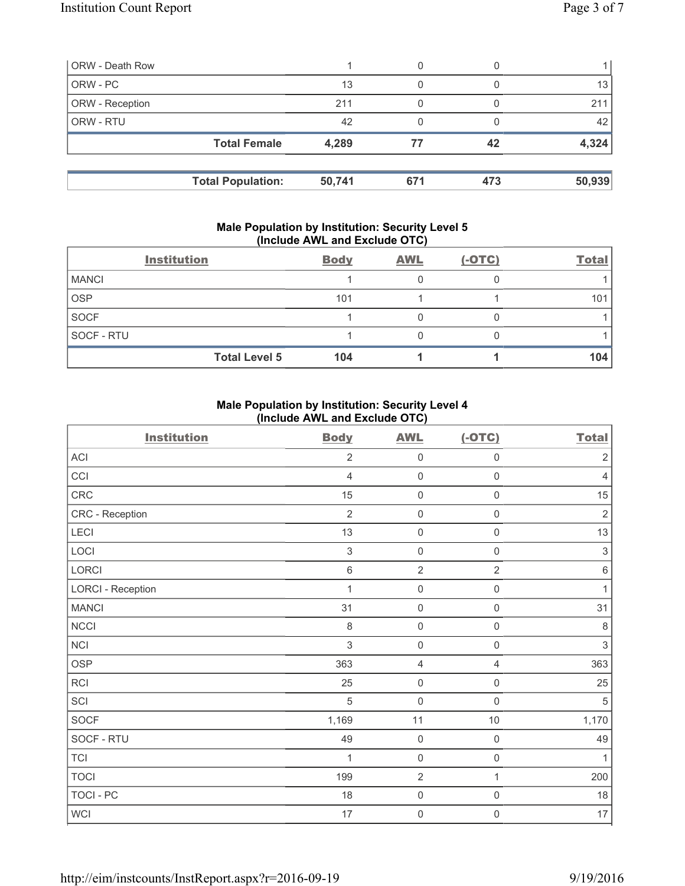| | | | | |
|---|---|---|---|---|
| ORW - Death Row | 1 | 0 | 0 | 1 |
| ORW - PC | 13 | 0 | 0 | 13 |
| ORW - Reception | 211 | 0 | 0 | 211 |
| ORW - RTU | 42 | 0 | 0 | 42 |
| **Total Female** | **4,289** | **77** | **42** | **4,324** |

| | | | | |
|---|---|---|---|---|
| **Total Population:** | **50,741** | **671** | **473** | **50,939** |

### Male Population by Institution: Security Level 5 (Include AWL and Exclude OTC)

| Institution | Body | AWL | (-OTC) | Total |
|---|---|---|---|---|
| MANCI | 1 | 0 | 0 | 1 |
| OSP | 101 | 1 | 1 | 101 |
| SOCF | 1 | 0 | 0 | 1 |
| SOCF - RTU | 1 | 0 | 0 | 1 |
| **Total Level 5** | **104** | **1** | **1** | **104** |

### Male Population by Institution: Security Level 4 (Include AWL and Exclude OTC)

| Institution | Body | AWL | (-OTC) | Total |
|---|---|---|---|---|
| ACI | 2 | 0 | 0 | 2 |
| CCI | 4 | 0 | 0 | 4 |
| CRC | 15 | 0 | 0 | 15 |
| CRC - Reception | 2 | 0 | 0 | 2 |
| LECI | 13 | 0 | 0 | 13 |
| LOCI | 3 | 0 | 0 | 3 |
| LORCI | 6 | 2 | 2 | 6 |
| LORCI - Reception | 1 | 0 | 0 | 1 |
| MANCI | 31 | 0 | 0 | 31 |
| NCCI | 8 | 0 | 0 | 8 |
| NCI | 3 | 0 | 0 | 3 |
| OSP | 363 | 4 | 4 | 363 |
| RCI | 25 | 0 | 0 | 25 |
| SCI | 5 | 0 | 0 | 5 |
| SOCF | 1,169 | 11 | 10 | 1,170 |
| SOCF - RTU | 49 | 0 | 0 | 49 |
| TCI | 1 | 0 | 0 | 1 |
| TOCI | 199 | 2 | 1 | 200 |
| TOCI - PC | 18 | 0 | 0 | 18 |
| WCI | 17 | 0 | 0 | 17 |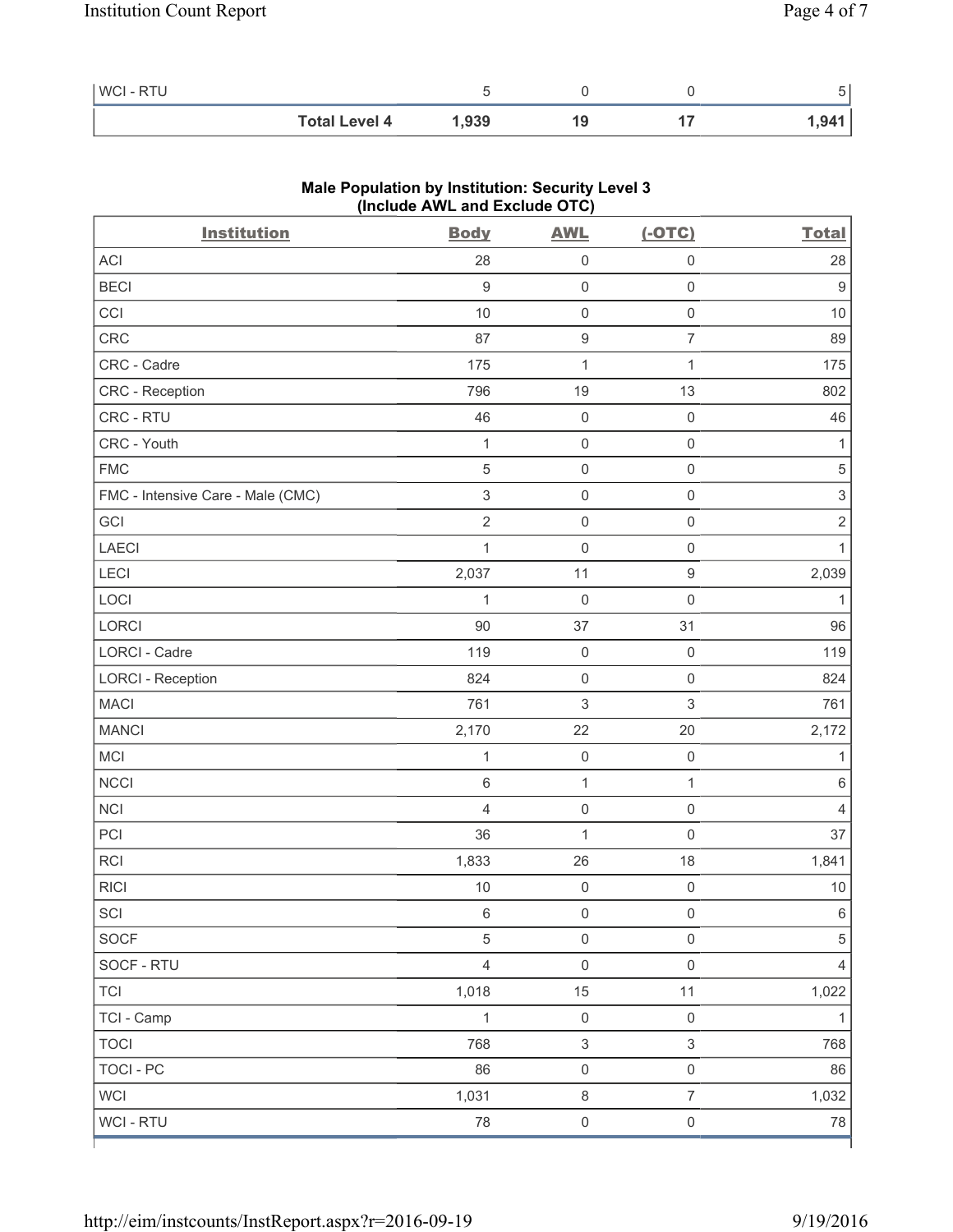| WCI - RTU | 5 | 0 | 0 | 5 |
|---|---|---|---|---|
| **Total Level 4** | **1,939** | **19** | **17** | **1,941** |

### Male Population by Institution: Security Level 3 (Include AWL and Exclude OTC)

| Institution | Body | AWL | (-OTC) | Total |
|---|---|---|---|---|
| ACI | 28 | 0 | 0 | 28 |
| BECI | 9 | 0 | 0 | 9 |
| CCI | 10 | 0 | 0 | 10 |
| CRC | 87 | 9 | 7 | 89 |
| CRC - Cadre | 175 | 1 | 1 | 175 |
| CRC - Reception | 796 | 19 | 13 | 802 |
| CRC - RTU | 46 | 0 | 0 | 46 |
| CRC - Youth | 1 | 0 | 0 | 1 |
| FMC | 5 | 0 | 0 | 5 |
| FMC - Intensive Care - Male (CMC) | 3 | 0 | 0 | 3 |
| GCI | 2 | 0 | 0 | 2 |
| LAECI | 1 | 0 | 0 | 1 |
| LECI | 2,037 | 11 | 9 | 2,039 |
| LOCI | 1 | 0 | 0 | 1 |
| LORCI | 90 | 37 | 31 | 96 |
| LORCI - Cadre | 119 | 0 | 0 | 119 |
| LORCI - Reception | 824 | 0 | 0 | 824 |
| MACI | 761 | 3 | 3 | 761 |
| MANCI | 2,170 | 22 | 20 | 2,172 |
| MCI | 1 | 0 | 0 | 1 |
| NCCI | 6 | 1 | 1 | 6 |
| NCI | 4 | 0 | 0 | 4 |
| PCI | 36 | 1 | 0 | 37 |
| RCI | 1,833 | 26 | 18 | 1,841 |
| RICI | 10 | 0 | 0 | 10 |
| SCI | 6 | 0 | 0 | 6 |
| SOCF | 5 | 0 | 0 | 5 |
| SOCF - RTU | 4 | 0 | 0 | 4 |
| TCI | 1,018 | 15 | 11 | 1,022 |
| TCI - Camp | 1 | 0 | 0 | 1 |
| TOCI | 768 | 3 | 3 | 768 |
| TOCI - PC | 86 | 0 | 0 | 86 |
| WCI | 1,031 | 8 | 7 | 1,032 |
| WCI - RTU | 78 | 0 | 0 | 78 |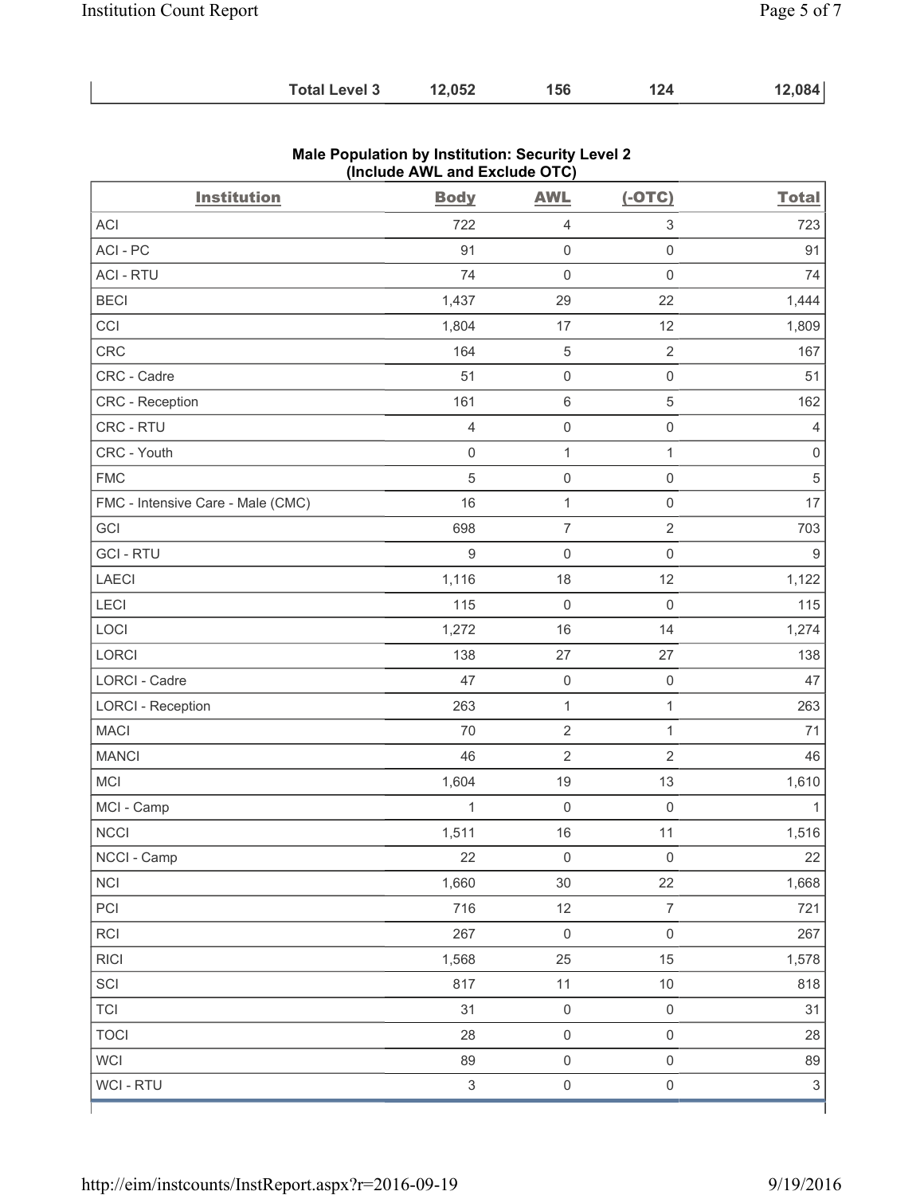| | | | | |
|---|---|---|---|---|
| **Total Level 3** | **12,052** | **156** | **124** | **12,084** |

**Male Population by Institution: Security Level 2**
**(Include AWL and Exclude OTC)**

| Institution | Body | AWL | (-OTC) | Total |
|---|---|---|---|---|
| ACI | 722 | 4 | 3 | 723 |
| ACI - PC | 91 | 0 | 0 | 91 |
| ACI - RTU | 74 | 0 | 0 | 74 |
| BECI | 1,437 | 29 | 22 | 1,444 |
| CCI | 1,804 | 17 | 12 | 1,809 |
| CRC | 164 | 5 | 2 | 167 |
| CRC - Cadre | 51 | 0 | 0 | 51 |
| CRC - Reception | 161 | 6 | 5 | 162 |
| CRC - RTU | 4 | 0 | 0 | 4 |
| CRC - Youth | 0 | 1 | 1 | 0 |
| FMC | 5 | 0 | 0 | 5 |
| FMC - Intensive Care - Male (CMC) | 16 | 1 | 0 | 17 |
| GCI | 698 | 7 | 2 | 703 |
| GCI - RTU | 9 | 0 | 0 | 9 |
| LAECI | 1,116 | 18 | 12 | 1,122 |
| LECI | 115 | 0 | 0 | 115 |
| LOCI | 1,272 | 16 | 14 | 1,274 |
| LORCI | 138 | 27 | 27 | 138 |
| LORCI - Cadre | 47 | 0 | 0 | 47 |
| LORCI - Reception | 263 | 1 | 1 | 263 |
| MACI | 70 | 2 | 1 | 71 |
| MANCI | 46 | 2 | 2 | 46 |
| MCI | 1,604 | 19 | 13 | 1,610 |
| MCI - Camp | 1 | 0 | 0 | 1 |
| NCCI | 1,511 | 16 | 11 | 1,516 |
| NCCI - Camp | 22 | 0 | 0 | 22 |
| NCI | 1,660 | 30 | 22 | 1,668 |
| PCI | 716 | 12 | 7 | 721 |
| RCI | 267 | 0 | 0 | 267 |
| RICI | 1,568 | 25 | 15 | 1,578 |
| SCI | 817 | 11 | 10 | 818 |
| TCI | 31 | 0 | 0 | 31 |
| TOCI | 28 | 0 | 0 | 28 |
| WCI | 89 | 0 | 0 | 89 |
| WCI - RTU | 3 | 0 | 0 | 3 |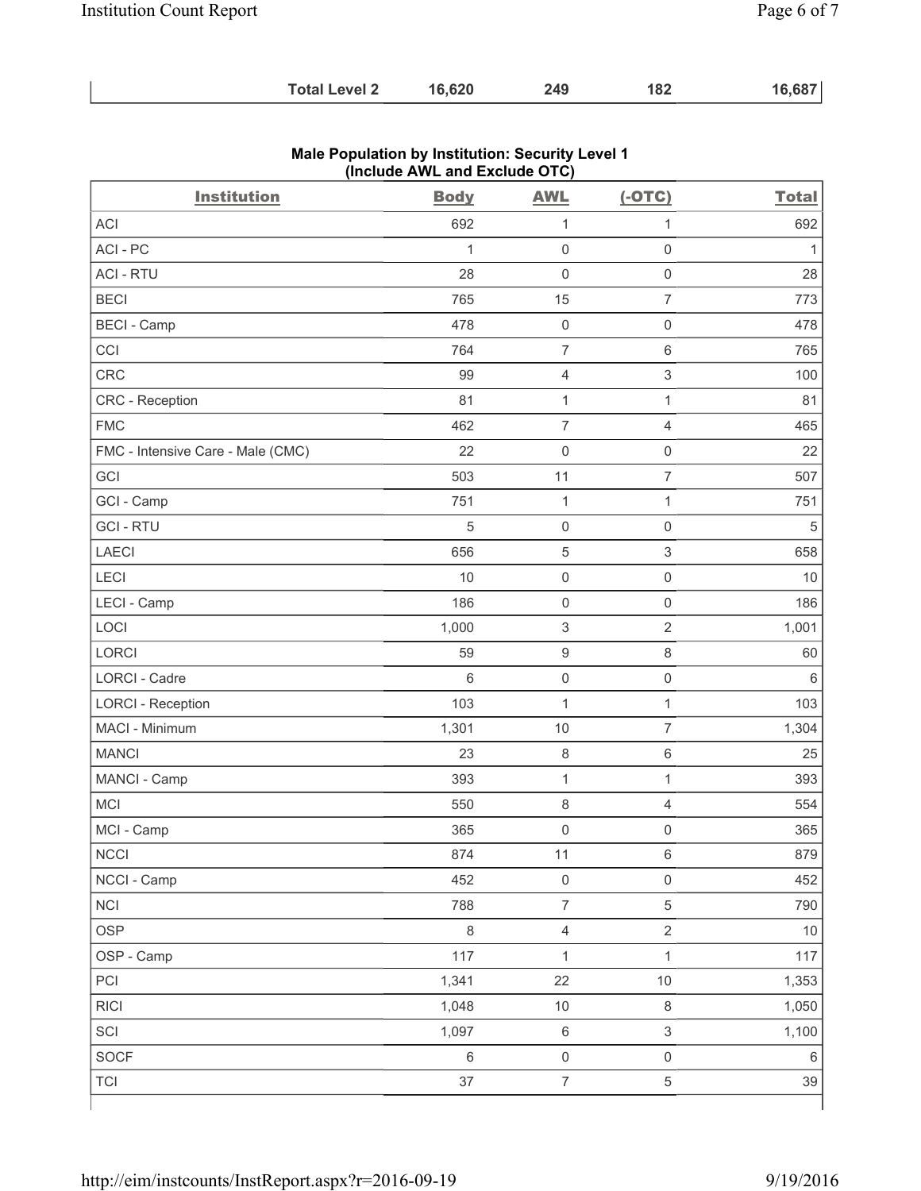| | Total Level 2 | 16,620 | 249 | 182 | 16,687 |
|---|---|---|---|---|---|

**Male Population by Institution: Security Level 1**
**(Include AWL and Exclude OTC)**

| Institution | Body | AWL | (-OTC) | Total |
|---|---|---|---|---|
| ACI | 692 | 1 | 1 | 692 |
| ACI - PC | 1 | 0 | 0 | 1 |
| ACI - RTU | 28 | 0 | 0 | 28 |
| BECI | 765 | 15 | 7 | 773 |
| BECI - Camp | 478 | 0 | 0 | 478 |
| CCI | 764 | 7 | 6 | 765 |
| CRC | 99 | 4 | 3 | 100 |
| CRC - Reception | 81 | 1 | 1 | 81 |
| FMC | 462 | 7 | 4 | 465 |
| FMC - Intensive Care - Male (CMC) | 22 | 0 | 0 | 22 |
| GCI | 503 | 11 | 7 | 507 |
| GCI - Camp | 751 | 1 | 1 | 751 |
| GCI - RTU | 5 | 0 | 0 | 5 |
| LAECI | 656 | 5 | 3 | 658 |
| LECI | 10 | 0 | 0 | 10 |
| LECI - Camp | 186 | 0 | 0 | 186 |
| LOCI | 1,000 | 3 | 2 | 1,001 |
| LORCI | 59 | 9 | 8 | 60 |
| LORCI - Cadre | 6 | 0 | 0 | 6 |
| LORCI - Reception | 103 | 1 | 1 | 103 |
| MACI - Minimum | 1,301 | 10 | 7 | 1,304 |
| MANCI | 23 | 8 | 6 | 25 |
| MANCI - Camp | 393 | 1 | 1 | 393 |
| MCI | 550 | 8 | 4 | 554 |
| MCI - Camp | 365 | 0 | 0 | 365 |
| NCCI | 874 | 11 | 6 | 879 |
| NCCI - Camp | 452 | 0 | 0 | 452 |
| NCI | 788 | 7 | 5 | 790 |
| OSP | 8 | 4 | 2 | 10 |
| OSP - Camp | 117 | 1 | 1 | 117 |
| PCI | 1,341 | 22 | 10 | 1,353 |
| RICI | 1,048 | 10 | 8 | 1,050 |
| SCI | 1,097 | 6 | 3 | 1,100 |
| SOCF | 6 | 0 | 0 | 6 |
| TCI | 37 | 7 | 5 | 39 |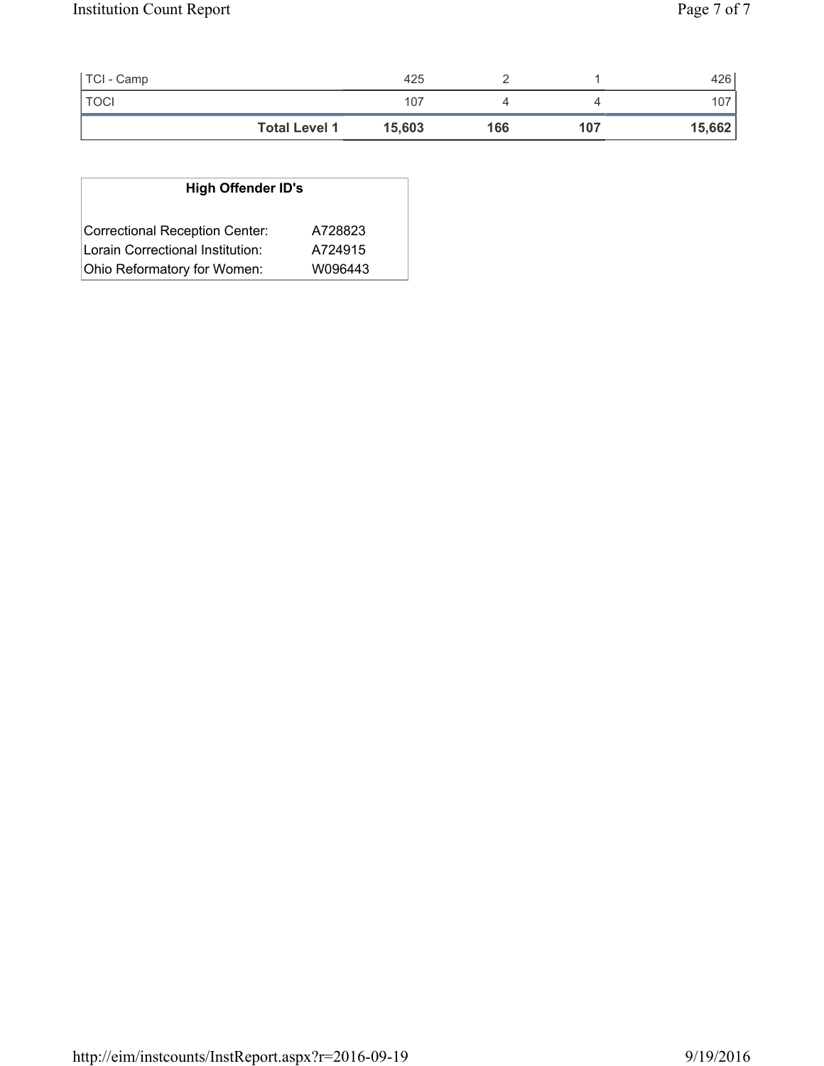| | | | | |
|---|---|---|---|---|
| TCI - Camp | 425 | 2 | 1 | 426 |
| TOCI | 107 | 4 | 4 | 107 |
| **Total Level 1** | **15,603** | **166** | **107** | **15,662** |

| High Offender ID's | |
|---|---|
| Correctional Reception Center: | A728823 |
| Lorain Correctional Institution: | A724915 |
| Ohio Reformatory for Women: | W096443 |